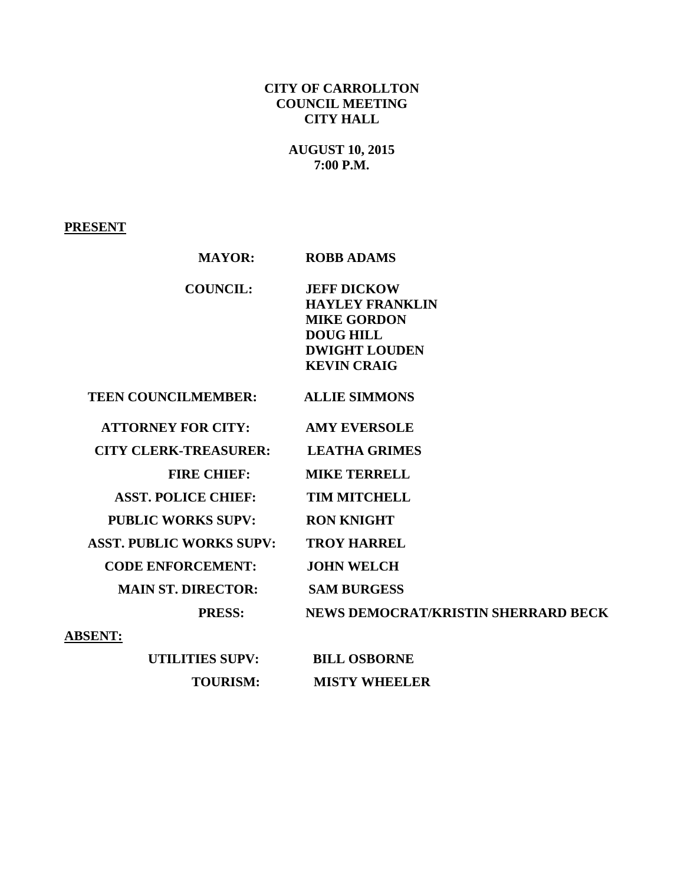**CITY OF CARROLLTON**
**COUNCIL MEETING**
**CITY HALL**

**AUGUST 10, 2015**
**7:00 P.M.**

**PRESENT**

| | |
|---|---|
| **MAYOR:** | **ROBB ADAMS** |
| **COUNCIL:** | **JEFF DICKOW** |
| | **HAYLEY FRANKLIN** |
| | **MIKE GORDON** |
| | **DOUG HILL** |
| | **DWIGHT LOUDEN** |
| | **KEVIN CRAIG** |
| **TEEN COUNCILMEMBER:** | **ALLIE SIMMONS** |
| **ATTORNEY FOR CITY:** | **AMY EVERSOLE** |
| **CITY CLERK-TREASURER:** | **LEATHA GRIMES** |
| **FIRE CHIEF:** | **MIKE TERRELL** |
| **ASST. POLICE CHIEF:** | **TIM MITCHELL** |
| **PUBLIC WORKS SUPV:** | **RON KNIGHT** |
| **ASST. PUBLIC WORKS SUPV:** | **TROY HARREL** |
| **CODE ENFORCEMENT:** | **JOHN WELCH** |
| **MAIN ST. DIRECTOR:** | **SAM BURGESS** |
| **PRESS:** | **NEWS DEMOCRAT/KRISTIN SHERRARD BECK** |

**ABSENT:**

| | |
|---|---|
| **UTILITIES SUPV:** | **BILL OSBORNE** |
| **TOURISM:** | **MISTY WHEELER** |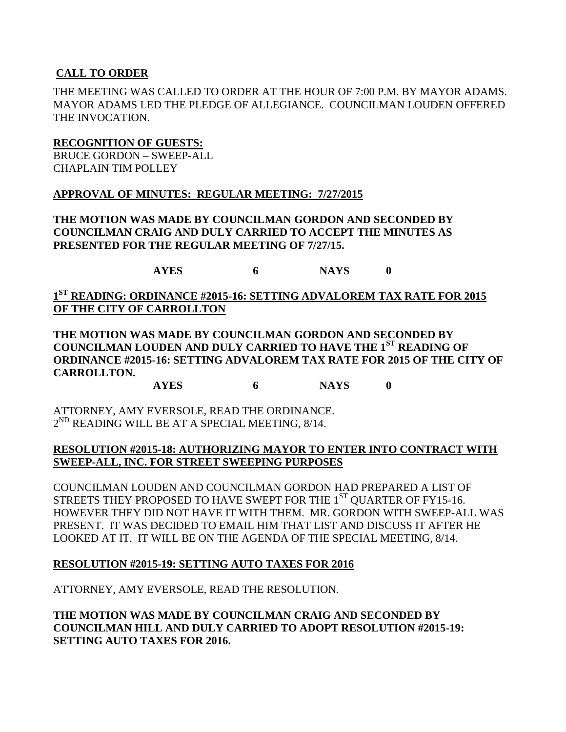## CALL TO ORDER

THE MEETING WAS CALLED TO ORDER AT THE HOUR OF 7:00 P.M. BY MAYOR ADAMS. MAYOR ADAMS LED THE PLEDGE OF ALLEGIANCE. COUNCILMAN LOUDEN OFFERED THE INVOCATION.

## RECOGNITION OF GUESTS:

BRUCE GORDON – SWEEP-ALL
CHAPLAIN TIM POLLEY

## APPROVAL OF MINUTES: REGULAR MEETING: 7/27/2015

**THE MOTION WAS MADE BY COUNCILMAN GORDON AND SECONDED BY COUNCILMAN CRAIG AND DULY CARRIED TO ACCEPT THE MINUTES AS PRESENTED FOR THE REGULAR MEETING OF 7/27/15.**

**AYES 6 NAYS 0**

## 1ST READING: ORDINANCE #2015-16: SETTING ADVALOREM TAX RATE FOR 2015 OF THE CITY OF CARROLLTON

**THE MOTION WAS MADE BY COUNCILMAN GORDON AND SECONDED BY COUNCILMAN LOUDEN AND DULY CARRIED TO HAVE THE 1ST READING OF ORDINANCE #2015-16: SETTING ADVALOREM TAX RATE FOR 2015 OF THE CITY OF CARROLLTON.**

**AYES 6 NAYS 0**

ATTORNEY, AMY EVERSOLE, READ THE ORDINANCE.
2ND READING WILL BE AT A SPECIAL MEETING, 8/14.

## RESOLUTION #2015-18: AUTHORIZING MAYOR TO ENTER INTO CONTRACT WITH SWEEP-ALL, INC. FOR STREET SWEEPING PURPOSES

COUNCILMAN LOUDEN AND COUNCILMAN GORDON HAD PREPARED A LIST OF STREETS THEY PROPOSED TO HAVE SWEPT FOR THE 1ST QUARTER OF FY15-16. HOWEVER THEY DID NOT HAVE IT WITH THEM. MR. GORDON WITH SWEEP-ALL WAS PRESENT. IT WAS DECIDED TO EMAIL HIM THAT LIST AND DISCUSS IT AFTER HE LOOKED AT IT. IT WILL BE ON THE AGENDA OF THE SPECIAL MEETING, 8/14.

## RESOLUTION #2015-19: SETTING AUTO TAXES FOR 2016

ATTORNEY, AMY EVERSOLE, READ THE RESOLUTION.

**THE MOTION WAS MADE BY COUNCILMAN CRAIG AND SECONDED BY COUNCILMAN HILL AND DULY CARRIED TO ADOPT RESOLUTION #2015-19: SETTING AUTO TAXES FOR 2016.**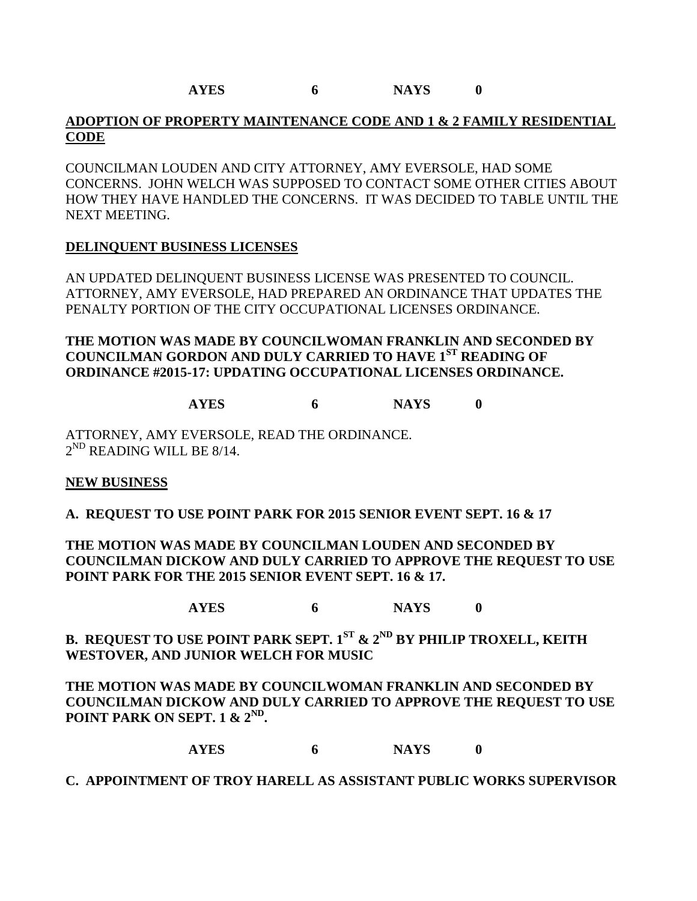**AYES 6 NAYS 0**

**ADOPTION OF PROPERTY MAINTENANCE CODE AND 1 & 2 FAMILY RESIDENTIAL CODE**

COUNCILMAN LOUDEN AND CITY ATTORNEY, AMY EVERSOLE, HAD SOME CONCERNS. JOHN WELCH WAS SUPPOSED TO CONTACT SOME OTHER CITIES ABOUT HOW THEY HAVE HANDLED THE CONCERNS. IT WAS DECIDED TO TABLE UNTIL THE NEXT MEETING.

**DELINQUENT BUSINESS LICENSES**

AN UPDATED DELINQUENT BUSINESS LICENSE WAS PRESENTED TO COUNCIL. ATTORNEY, AMY EVERSOLE, HAD PREPARED AN ORDINANCE THAT UPDATES THE PENALTY PORTION OF THE CITY OCCUPATIONAL LICENSES ORDINANCE.

**THE MOTION WAS MADE BY COUNCILWOMAN FRANKLIN AND SECONDED BY COUNCILMAN GORDON AND DULY CARRIED TO HAVE 1ST READING OF ORDINANCE #2015-17: UPDATING OCCUPATIONAL LICENSES ORDINANCE.**

**AYES 6 NAYS 0**

ATTORNEY, AMY EVERSOLE, READ THE ORDINANCE.
2ND READING WILL BE 8/14.

**NEW BUSINESS**

**A. REQUEST TO USE POINT PARK FOR 2015 SENIOR EVENT SEPT. 16 & 17**

**THE MOTION WAS MADE BY COUNCILMAN LOUDEN AND SECONDED BY COUNCILMAN DICKOW AND DULY CARRIED TO APPROVE THE REQUEST TO USE POINT PARK FOR THE 2015 SENIOR EVENT SEPT. 16 & 17.**

**AYES 6 NAYS 0**

**B. REQUEST TO USE POINT PARK SEPT. 1ST & 2ND BY PHILIP TROXELL, KEITH WESTOVER, AND JUNIOR WELCH FOR MUSIC**

**THE MOTION WAS MADE BY COUNCILWOMAN FRANKLIN AND SECONDED BY COUNCILMAN DICKOW AND DULY CARRIED TO APPROVE THE REQUEST TO USE POINT PARK ON SEPT. 1 & 2ND.**

**AYES 6 NAYS 0**

**C. APPOINTMENT OF TROY HARELL AS ASSISTANT PUBLIC WORKS SUPERVISOR**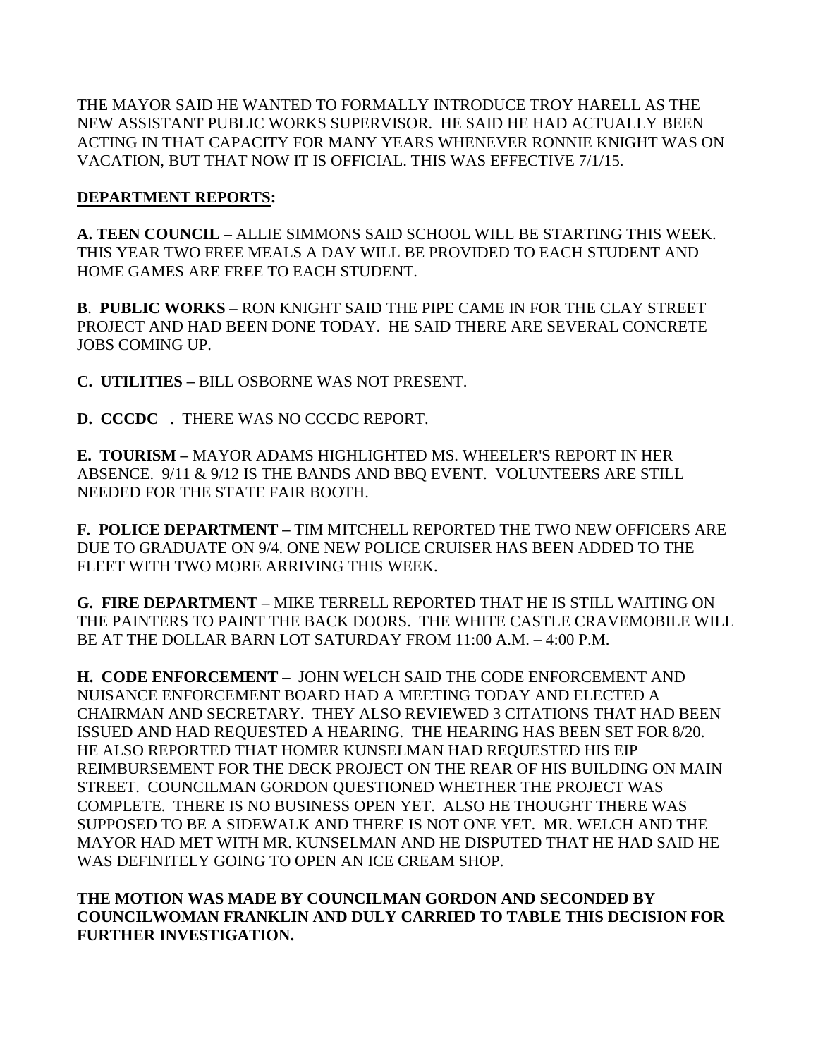THE MAYOR SAID HE WANTED TO FORMALLY INTRODUCE TROY HARELL AS THE NEW ASSISTANT PUBLIC WORKS SUPERVISOR. HE SAID HE HAD ACTUALLY BEEN ACTING IN THAT CAPACITY FOR MANY YEARS WHENEVER RONNIE KNIGHT WAS ON VACATION, BUT THAT NOW IT IS OFFICIAL. THIS WAS EFFECTIVE 7/1/15.

**DEPARTMENT REPORTS:**

**A. TEEN COUNCIL –** ALLIE SIMMONS SAID SCHOOL WILL BE STARTING THIS WEEK. THIS YEAR TWO FREE MEALS A DAY WILL BE PROVIDED TO EACH STUDENT AND HOME GAMES ARE FREE TO EACH STUDENT.

**B. PUBLIC WORKS** – RON KNIGHT SAID THE PIPE CAME IN FOR THE CLAY STREET PROJECT AND HAD BEEN DONE TODAY. HE SAID THERE ARE SEVERAL CONCRETE JOBS COMING UP.

**C. UTILITIES –** BILL OSBORNE WAS NOT PRESENT.

**D. CCCDC** –. THERE WAS NO CCCDC REPORT.

**E. TOURISM –** MAYOR ADAMS HIGHLIGHTED MS. WHEELER'S REPORT IN HER ABSENCE. 9/11 & 9/12 IS THE BANDS AND BBQ EVENT. VOLUNTEERS ARE STILL NEEDED FOR THE STATE FAIR BOOTH.

**F. POLICE DEPARTMENT –** TIM MITCHELL REPORTED THE TWO NEW OFFICERS ARE DUE TO GRADUATE ON 9/4. ONE NEW POLICE CRUISER HAS BEEN ADDED TO THE FLEET WITH TWO MORE ARRIVING THIS WEEK.

**G. FIRE DEPARTMENT –** MIKE TERRELL REPORTED THAT HE IS STILL WAITING ON THE PAINTERS TO PAINT THE BACK DOORS. THE WHITE CASTLE CRAVEMOBILE WILL BE AT THE DOLLAR BARN LOT SATURDAY FROM 11:00 A.M. – 4:00 P.M.

**H. CODE ENFORCEMENT –** JOHN WELCH SAID THE CODE ENFORCEMENT AND NUISANCE ENFORCEMENT BOARD HAD A MEETING TODAY AND ELECTED A CHAIRMAN AND SECRETARY. THEY ALSO REVIEWED 3 CITATIONS THAT HAD BEEN ISSUED AND HAD REQUESTED A HEARING. THE HEARING HAS BEEN SET FOR 8/20. HE ALSO REPORTED THAT HOMER KUNSELMAN HAD REQUESTED HIS EIP REIMBURSEMENT FOR THE DECK PROJECT ON THE REAR OF HIS BUILDING ON MAIN STREET. COUNCILMAN GORDON QUESTIONED WHETHER THE PROJECT WAS COMPLETE. THERE IS NO BUSINESS OPEN YET. ALSO HE THOUGHT THERE WAS SUPPOSED TO BE A SIDEWALK AND THERE IS NOT ONE YET. MR. WELCH AND THE MAYOR HAD MET WITH MR. KUNSELMAN AND HE DISPUTED THAT HE HAD SAID HE WAS DEFINITELY GOING TO OPEN AN ICE CREAM SHOP.

**THE MOTION WAS MADE BY COUNCILMAN GORDON AND SECONDED BY COUNCILWOMAN FRANKLIN AND DULY CARRIED TO TABLE THIS DECISION FOR FURTHER INVESTIGATION.**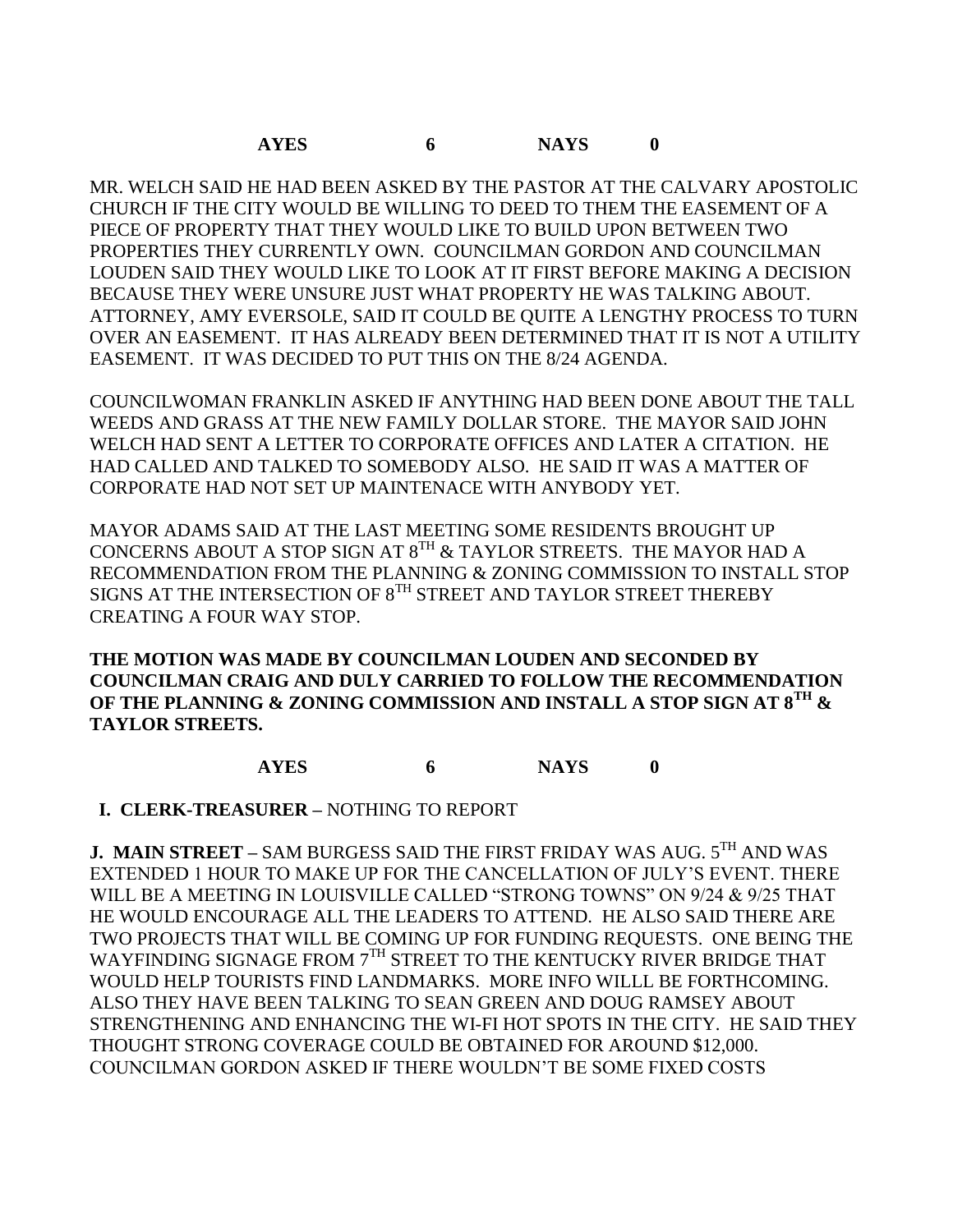**AYES 6 NAYS 0**

MR. WELCH SAID HE HAD BEEN ASKED BY THE PASTOR AT THE CALVARY APOSTOLIC CHURCH IF THE CITY WOULD BE WILLING TO DEED TO THEM THE EASEMENT OF A PIECE OF PROPERTY THAT THEY WOULD LIKE TO BUILD UPON BETWEEN TWO PROPERTIES THEY CURRENTLY OWN. COUNCILMAN GORDON AND COUNCILMAN LOUDEN SAID THEY WOULD LIKE TO LOOK AT IT FIRST BEFORE MAKING A DECISION BECAUSE THEY WERE UNSURE JUST WHAT PROPERTY HE WAS TALKING ABOUT. ATTORNEY, AMY EVERSOLE, SAID IT COULD BE QUITE A LENGTHY PROCESS TO TURN OVER AN EASEMENT. IT HAS ALREADY BEEN DETERMINED THAT IT IS NOT A UTILITY EASEMENT. IT WAS DECIDED TO PUT THIS ON THE 8/24 AGENDA.

COUNCILWOMAN FRANKLIN ASKED IF ANYTHING HAD BEEN DONE ABOUT THE TALL WEEDS AND GRASS AT THE NEW FAMILY DOLLAR STORE. THE MAYOR SAID JOHN WELCH HAD SENT A LETTER TO CORPORATE OFFICES AND LATER A CITATION. HE HAD CALLED AND TALKED TO SOMEBODY ALSO. HE SAID IT WAS A MATTER OF CORPORATE HAD NOT SET UP MAINTENACE WITH ANYBODY YET.

MAYOR ADAMS SAID AT THE LAST MEETING SOME RESIDENTS BROUGHT UP CONCERNS ABOUT A STOP SIGN AT 8TH & TAYLOR STREETS. THE MAYOR HAD A RECOMMENDATION FROM THE PLANNING & ZONING COMMISSION TO INSTALL STOP SIGNS AT THE INTERSECTION OF 8TH STREET AND TAYLOR STREET THEREBY CREATING A FOUR WAY STOP.

**THE MOTION WAS MADE BY COUNCILMAN LOUDEN AND SECONDED BY COUNCILMAN CRAIG AND DULY CARRIED TO FOLLOW THE RECOMMENDATION OF THE PLANNING & ZONING COMMISSION AND INSTALL A STOP SIGN AT 8TH & TAYLOR STREETS.**

**AYES 6 NAYS 0**

**I. CLERK-TREASURER –** NOTHING TO REPORT

**J. MAIN STREET –** SAM BURGESS SAID THE FIRST FRIDAY WAS AUG. 5TH AND WAS EXTENDED 1 HOUR TO MAKE UP FOR THE CANCELLATION OF JULY'S EVENT. THERE WILL BE A MEETING IN LOUISVILLE CALLED "STRONG TOWNS" ON 9/24 & 9/25 THAT HE WOULD ENCOURAGE ALL THE LEADERS TO ATTEND. HE ALSO SAID THERE ARE TWO PROJECTS THAT WILL BE COMING UP FOR FUNDING REQUESTS. ONE BEING THE WAYFINDING SIGNAGE FROM 7TH STREET TO THE KENTUCKY RIVER BRIDGE THAT WOULD HELP TOURISTS FIND LANDMARKS. MORE INFO WILLL BE FORTHCOMING. ALSO THEY HAVE BEEN TALKING TO SEAN GREEN AND DOUG RAMSEY ABOUT STRENGTHENING AND ENHANCING THE WI-FI HOT SPOTS IN THE CITY. HE SAID THEY THOUGHT STRONG COVERAGE COULD BE OBTAINED FOR AROUND $12,000. COUNCILMAN GORDON ASKED IF THERE WOULDN'T BE SOME FIXED COSTS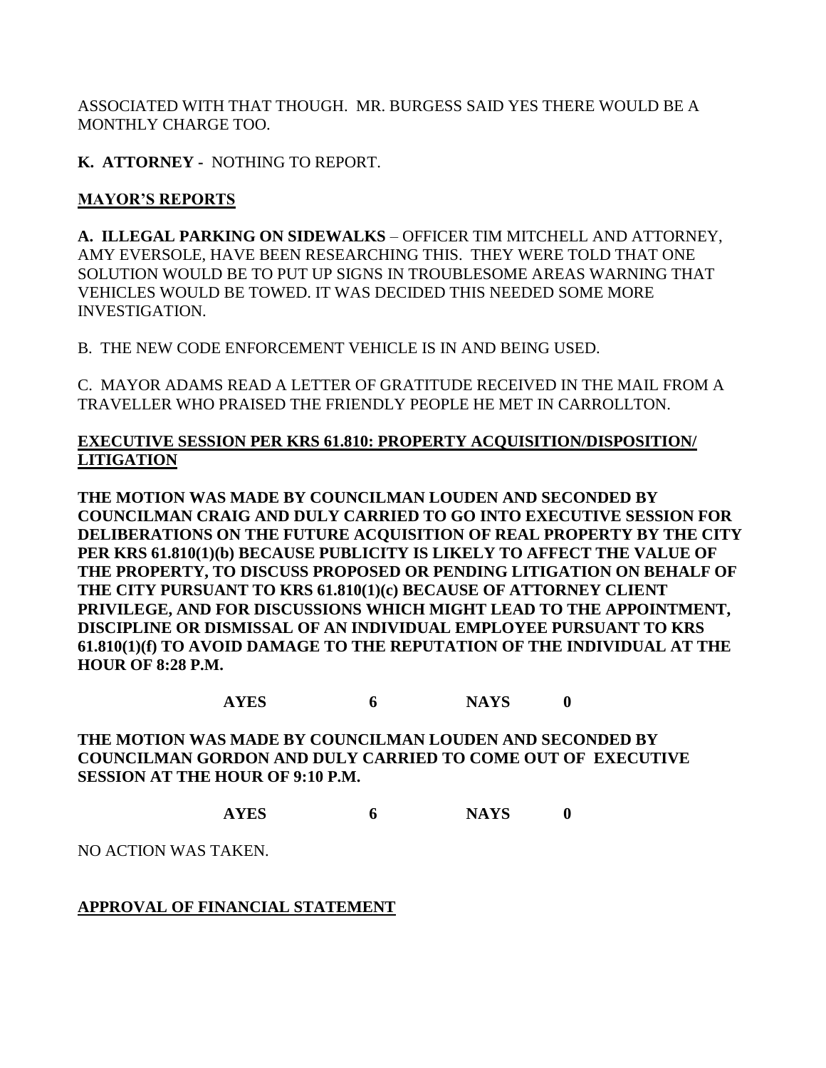ASSOCIATED WITH THAT THOUGH. MR. BURGESS SAID YES THERE WOULD BE A MONTHLY CHARGE TOO.

**K. ATTORNEY -** NOTHING TO REPORT.

**MAYOR'S REPORTS**

**A. ILLEGAL PARKING ON SIDEWALKS** – OFFICER TIM MITCHELL AND ATTORNEY, AMY EVERSOLE, HAVE BEEN RESEARCHING THIS. THEY WERE TOLD THAT ONE SOLUTION WOULD BE TO PUT UP SIGNS IN TROUBLESOME AREAS WARNING THAT VEHICLES WOULD BE TOWED. IT WAS DECIDED THIS NEEDED SOME MORE INVESTIGATION.

B. THE NEW CODE ENFORCEMENT VEHICLE IS IN AND BEING USED.

C. MAYOR ADAMS READ A LETTER OF GRATITUDE RECEIVED IN THE MAIL FROM A TRAVELLER WHO PRAISED THE FRIENDLY PEOPLE HE MET IN CARROLLTON.

**EXECUTIVE SESSION PER KRS 61.810: PROPERTY ACQUISITION/DISPOSITION/ LITIGATION**

**THE MOTION WAS MADE BY COUNCILMAN LOUDEN AND SECONDED BY COUNCILMAN CRAIG AND DULY CARRIED TO GO INTO EXECUTIVE SESSION FOR DELIBERATIONS ON THE FUTURE ACQUISITION OF REAL PROPERTY BY THE CITY PER KRS 61.810(1)(b) BECAUSE PUBLICITY IS LIKELY TO AFFECT THE VALUE OF THE PROPERTY, TO DISCUSS PROPOSED OR PENDING LITIGATION ON BEHALF OF THE CITY PURSUANT TO KRS 61.810(1)(c) BECAUSE OF ATTORNEY CLIENT PRIVILEGE, AND FOR DISCUSSIONS WHICH MIGHT LEAD TO THE APPOINTMENT, DISCIPLINE OR DISMISSAL OF AN INDIVIDUAL EMPLOYEE PURSUANT TO KRS 61.810(1)(f) TO AVOID DAMAGE TO THE REPUTATION OF THE INDIVIDUAL AT THE HOUR OF 8:28 P.M.**

**AYES 6 NAYS 0**

**THE MOTION WAS MADE BY COUNCILMAN LOUDEN AND SECONDED BY COUNCILMAN GORDON AND DULY CARRIED TO COME OUT OF EXECUTIVE SESSION AT THE HOUR OF 9:10 P.M.**

**AYES 6 NAYS 0**

NO ACTION WAS TAKEN.

**APPROVAL OF FINANCIAL STATEMENT**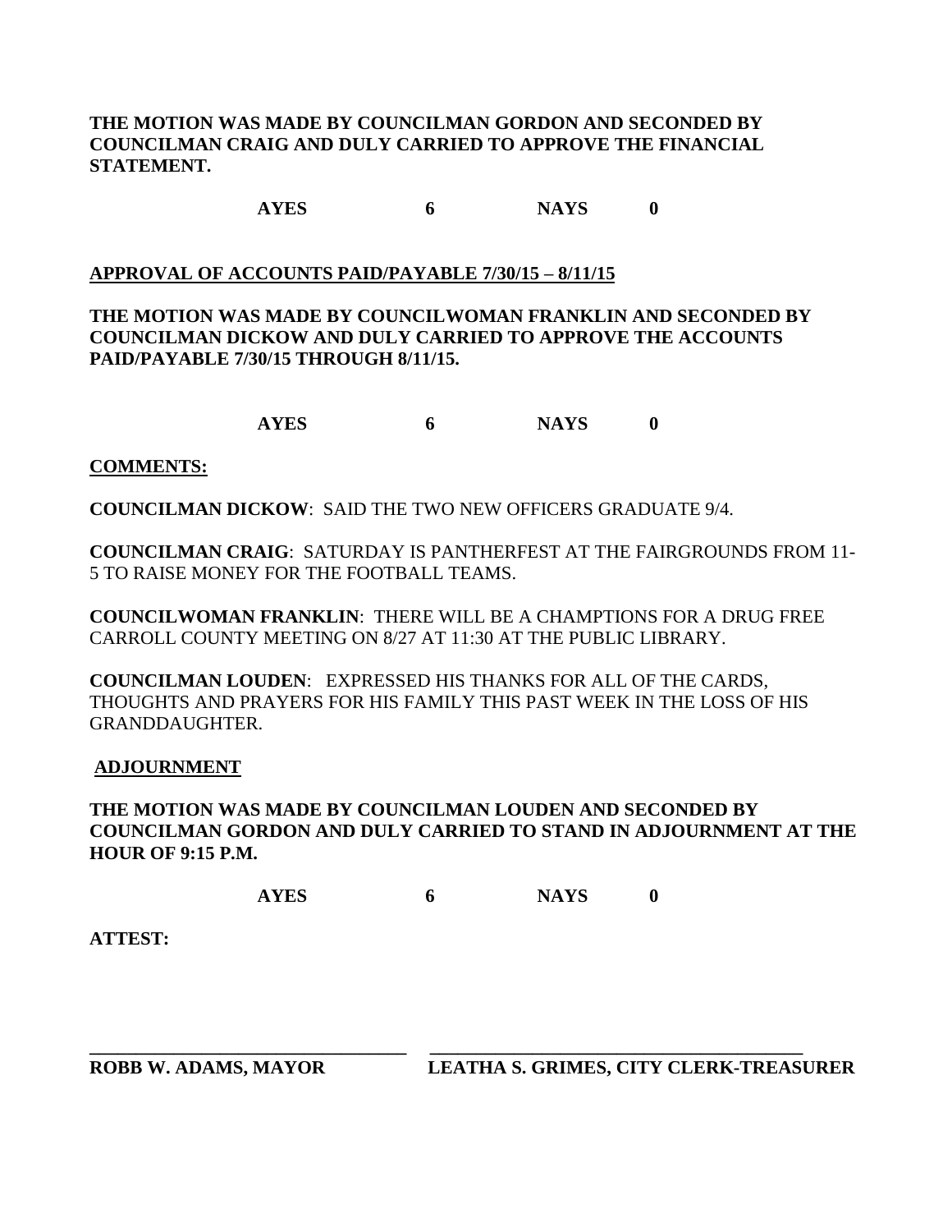**THE MOTION WAS MADE BY COUNCILMAN GORDON AND SECONDED BY COUNCILMAN CRAIG AND DULY CARRIED TO APPROVE THE FINANCIAL STATEMENT.**

**AYES 6 NAYS 0**

**<u>APPROVAL OF ACCOUNTS PAID/PAYABLE 7/30/15 – 8/11/15</u>**

**THE MOTION WAS MADE BY COUNCILWOMAN FRANKLIN AND SECONDED BY COUNCILMAN DICKOW AND DULY CARRIED TO APPROVE THE ACCOUNTS PAID/PAYABLE 7/30/15 THROUGH 8/11/15.**

**AYES 6 NAYS 0**

**<u>COMMENTS:</u>**

**COUNCILMAN DICKOW**: SAID THE TWO NEW OFFICERS GRADUATE 9/4.

**COUNCILMAN CRAIG**: SATURDAY IS PANTHERFEST AT THE FAIRGROUNDS FROM 11-5 TO RAISE MONEY FOR THE FOOTBALL TEAMS.

**COUNCILWOMAN FRANKLIN**: THERE WILL BE A CHAMPTIONS FOR A DRUG FREE CARROLL COUNTY MEETING ON 8/27 AT 11:30 AT THE PUBLIC LIBRARY.

**COUNCILMAN LOUDEN**: EXPRESSED HIS THANKS FOR ALL OF THE CARDS, THOUGHTS AND PRAYERS FOR HIS FAMILY THIS PAST WEEK IN THE LOSS OF HIS GRANDDAUGHTER.

**<u>ADJOURNMENT</u>**

**THE MOTION WAS MADE BY COUNCILMAN LOUDEN AND SECONDED BY COUNCILMAN GORDON AND DULY CARRIED TO STAND IN ADJOURNMENT AT THE HOUR OF 9:15 P.M.**

**AYES 6 NAYS 0**

**ATTEST:**

**ROBB W. ADAMS, MAYOR**

**LEATHA S. GRIMES, CITY CLERK-TREASURER**